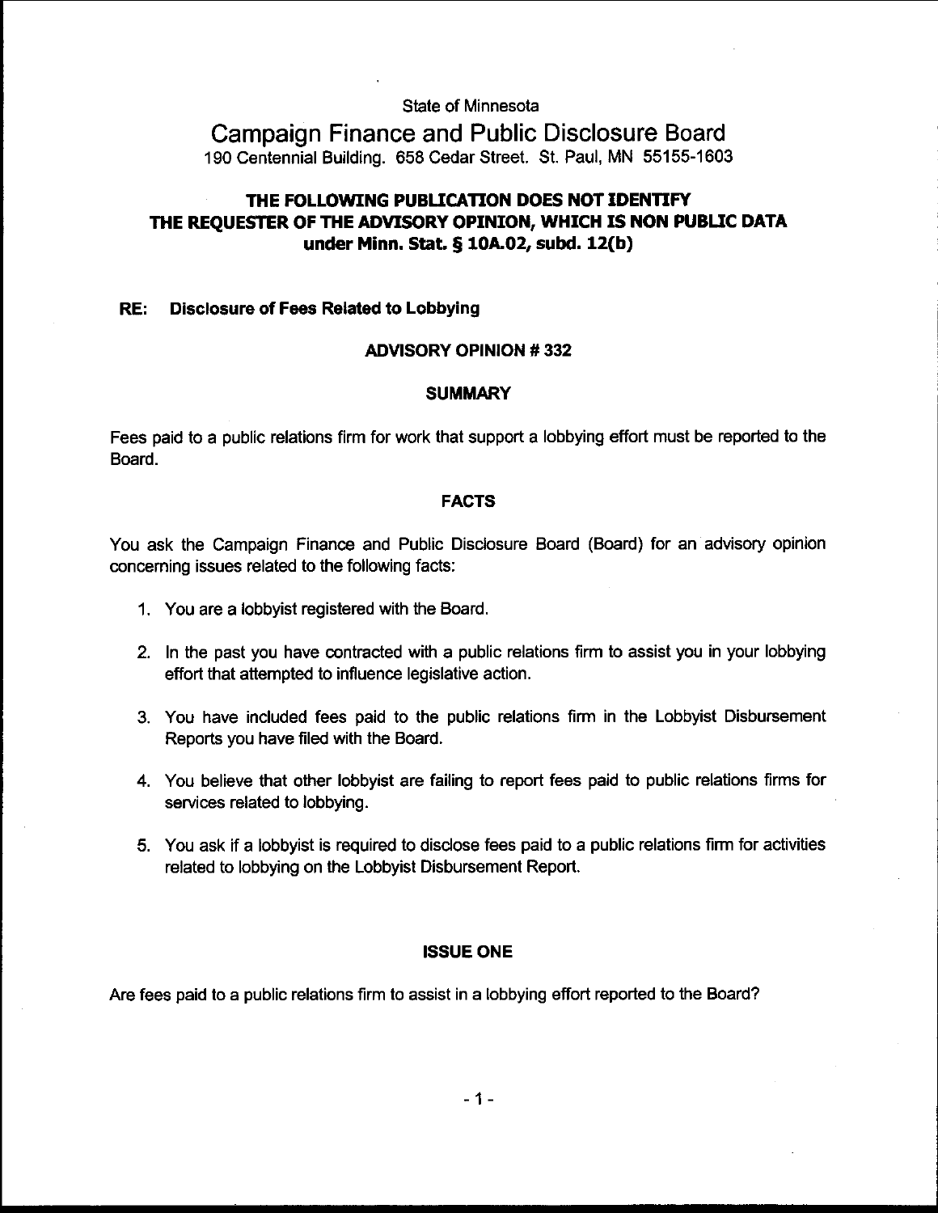State of Minnesota

# Campaign Finance and Public Disclosure Board

190 Centennial Building. 658 Cedar Street. St. Paul, MN 55155-1603

**THE FOLLOWING PUBLICATION DOES NOT IDENTIFY THE REQUESTER OF THE ADVISORY OPINION, WHICH IS NON PUBLIC DATA under Minn. Stat. § 10A.02, subd. 12(b)**

**RE: Disclosure of Fees Related to Lobbying**

## ADVISORY OPINION # 332

### SUMMARY

Fees paid to a public relations firm for work that support a lobbying effort must be reported to the Board.

### FACTS

You ask the Campaign Finance and Public Disclosure Board (Board) for an advisory opinion concerning issues related to the following facts:

1. You are a lobbyist registered with the Board.
2. In the past you have contracted with a public relations firm to assist you in your lobbying effort that attempted to influence legislative action.
3. You have included fees paid to the public relations firm in the Lobbyist Disbursement Reports you have filed with the Board.
4. You believe that other lobbyist are failing to report fees paid to public relations firms for services related to lobbying.
5. You ask if a lobbyist is required to disclose fees paid to a public relations firm for activities related to lobbying on the Lobbyist Disbursement Report.

### ISSUE ONE

Are fees paid to a public relations firm to assist in a lobbying effort reported to the Board?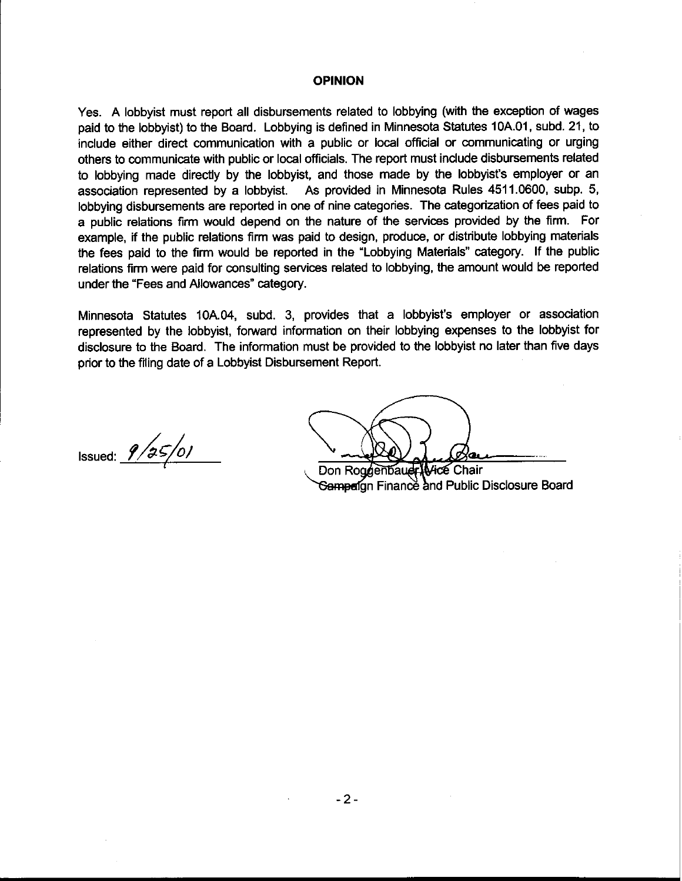## OPINION

Yes. A lobbyist must report all disbursements related to lobbying (with the exception of wages paid to the lobbyist) to the Board. Lobbying is defined in Minnesota Statutes 10A.01, subd. 21, to include either direct communication with a public or local official or communicating or urging others to communicate with public or local officials. The report must include disbursements related to lobbying made directly by the lobbyist, and those made by the lobbyist's employer or an association represented by a lobbyist. As provided in Minnesota Rules 4511.0600, subp. 5, lobbying disbursements are reported in one of nine categories. The categorization of fees paid to a public relations firm would depend on the nature of the services provided by the firm. For example, if the public relations firm was paid to design, produce, or distribute lobbying materials the fees paid to the firm would be reported in the "Lobbying Materials" category. If the public relations firm were paid for consulting services related to lobbying, the amount would be reported under the "Fees and Allowances" category.

Minnesota Statutes 10A.04, subd. 3, provides that a lobbyist's employer or association represented by the lobbyist, forward information on their lobbying expenses to the lobbyist for disclosure to the Board. The information must be provided to the lobbyist no later than five days prior to the filing date of a Lobbyist Disbursement Report.

Issued: 9/25/01

Don Roggenbauer, Vice Chair
Campaign Finance and Public Disclosure Board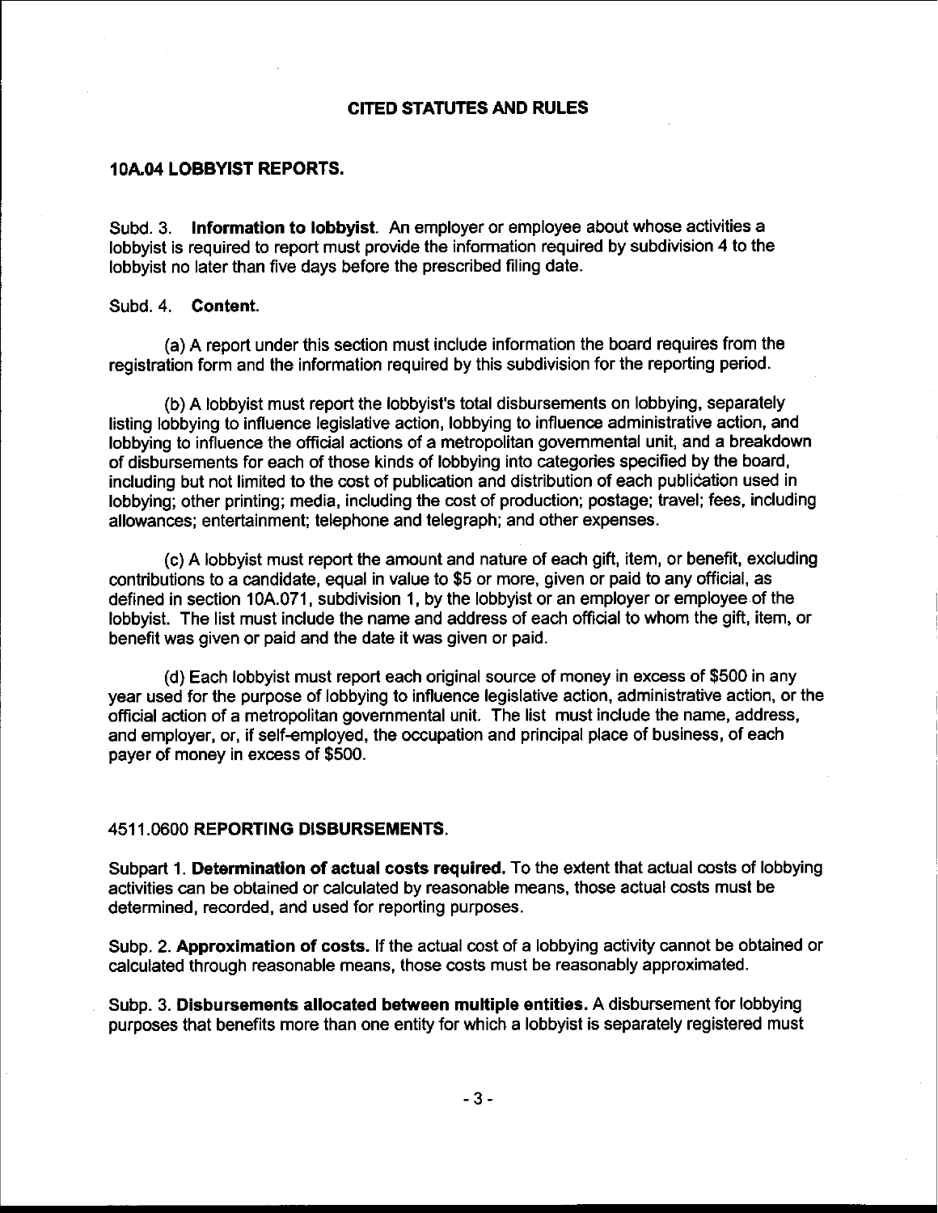## CITED STATUTES AND RULES

### 10A.04 LOBBYIST REPORTS.

Subd. 3. **Information to lobbyist**. An employer or employee about whose activities a lobbyist is required to report must provide the information required by subdivision 4 to the lobbyist no later than five days before the prescribed filing date.

Subd. 4. **Content**.

(a) A report under this section must include information the board requires from the registration form and the information required by this subdivision for the reporting period.

(b) A lobbyist must report the lobbyist's total disbursements on lobbying, separately listing lobbying to influence legislative action, lobbying to influence administrative action, and lobbying to influence the official actions of a metropolitan governmental unit, and a breakdown of disbursements for each of those kinds of lobbying into categories specified by the board, including but not limited to the cost of publication and distribution of each publication used in lobbying; other printing; media, including the cost of production; postage; travel; fees, including allowances; entertainment; telephone and telegraph; and other expenses.

(c) A lobbyist must report the amount and nature of each gift, item, or benefit, excluding contributions to a candidate, equal in value to $5 or more, given or paid to any official, as defined in section 10A.071, subdivision 1, by the lobbyist or an employer or employee of the lobbyist. The list must include the name and address of each official to whom the gift, item, or benefit was given or paid and the date it was given or paid.

(d) Each lobbyist must report each original source of money in excess of $500 in any year used for the purpose of lobbying to influence legislative action, administrative action, or the official action of a metropolitan governmental unit. The list must include the name, address, and employer, or, if self-employed, the occupation and principal place of business, of each payer of money in excess of $500.

### 4511.0600 REPORTING DISBURSEMENTS.

Subpart 1. **Determination of actual costs required.** To the extent that actual costs of lobbying activities can be obtained or calculated by reasonable means, those actual costs must be determined, recorded, and used for reporting purposes.

Subp. 2. **Approximation of costs.** If the actual cost of a lobbying activity cannot be obtained or calculated through reasonable means, those costs must be reasonably approximated.

Subp. 3. **Disbursements allocated between multiple entities.** A disbursement for lobbying purposes that benefits more than one entity for which a lobbyist is separately registered must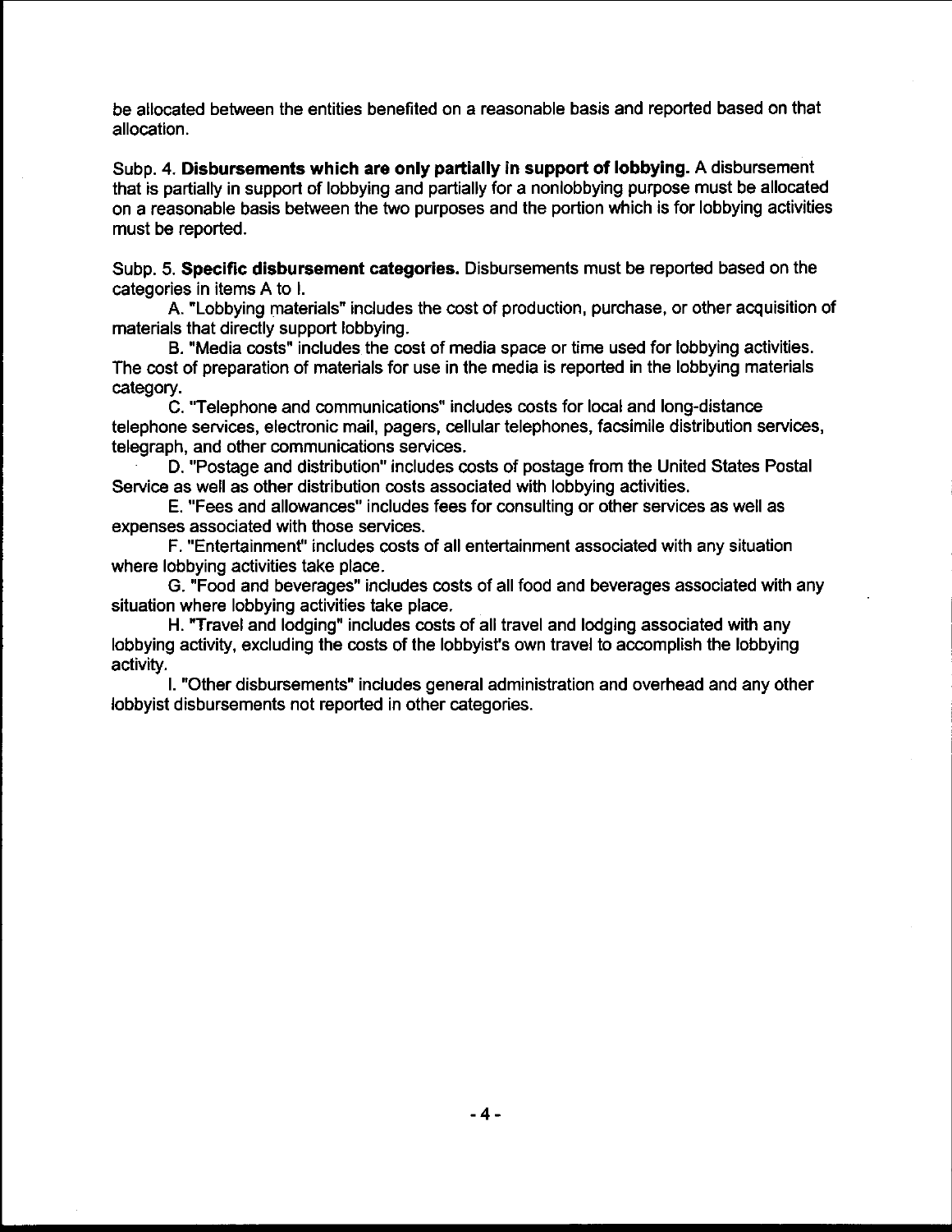be allocated between the entities benefited on a reasonable basis and reported based on that allocation.

Subp. 4. **Disbursements which are only partially in support of lobbying.** A disbursement that is partially in support of lobbying and partially for a nonlobbying purpose must be allocated on a reasonable basis between the two purposes and the portion which is for lobbying activities must be reported.

Subp. 5. **Specific disbursement categories.** Disbursements must be reported based on the categories in items A to I.

A. "Lobbying materials" includes the cost of production, purchase, or other acquisition of materials that directly support lobbying.

B. "Media costs" includes the cost of media space or time used for lobbying activities. The cost of preparation of materials for use in the media is reported in the lobbying materials category.

C. "Telephone and communications" includes costs for local and long-distance telephone services, electronic mail, pagers, cellular telephones, facsimile distribution services, telegraph, and other communications services.

D. "Postage and distribution" includes costs of postage from the United States Postal Service as well as other distribution costs associated with lobbying activities.

E. "Fees and allowances" includes fees for consulting or other services as well as expenses associated with those services.

F. "Entertainment" includes costs of all entertainment associated with any situation where lobbying activities take place.

G. "Food and beverages" includes costs of all food and beverages associated with any situation where lobbying activities take place.

H. "Travel and lodging" includes costs of all travel and lodging associated with any lobbying activity, excluding the costs of the lobbyist's own travel to accomplish the lobbying activity.

I. "Other disbursements" includes general administration and overhead and any other lobbyist disbursements not reported in other categories.